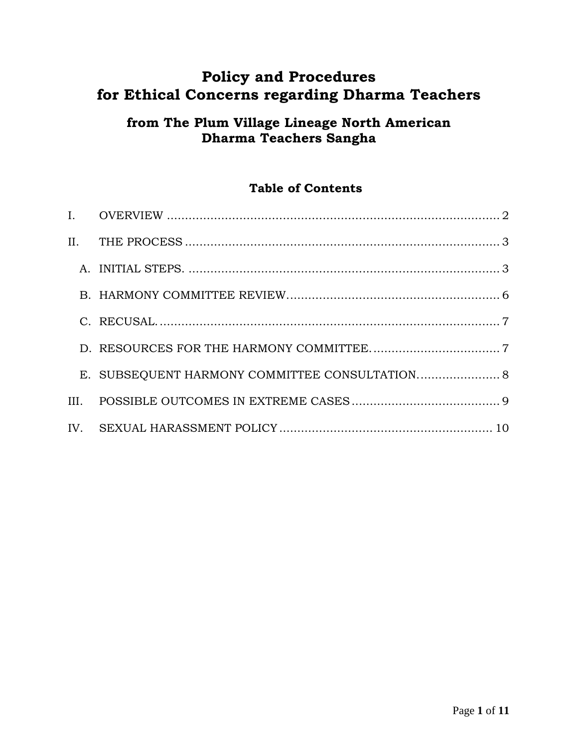# Policy and Procedures for Ethical Concerns regarding Dharma Teachers

## from The Plum Village Lineage North American Dharma Teachers Sangha

### Table of Contents

I. OVERVIEW ............................................................ 2

II. THE PROCESS ............................................................ 3

  A. INITIAL STEPS. ............................................................ 3

  B. HARMONY COMMITTEE REVIEW............................................................ 6

  C. RECUSAL. ............................................................ 7

  D. RESOURCES FOR THE HARMONY COMMITTEE. ............................................................ 7

  E. SUBSEQUENT HARMONY COMMITTEE CONSULTATION. ............................................................ 8

III. POSSIBLE OUTCOMES IN EXTREME CASES ............................................................ 9

IV. SEXUAL HARASSMENT POLICY ............................................................ 10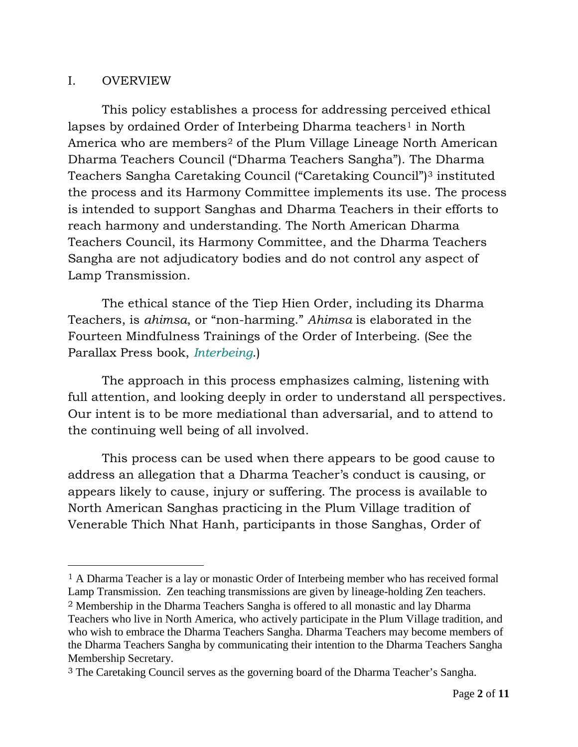## I. OVERVIEW

This policy establishes a process for addressing perceived ethical lapses by ordained Order of Interbeing Dharma teachers[1] in North America who are members[2] of the Plum Village Lineage North American Dharma Teachers Council ("Dharma Teachers Sangha"). The Dharma Teachers Sangha Caretaking Council ("Caretaking Council")[3] instituted the process and its Harmony Committee implements its use. The process is intended to support Sanghas and Dharma Teachers in their efforts to reach harmony and understanding. The North American Dharma Teachers Council, its Harmony Committee, and the Dharma Teachers Sangha are not adjudicatory bodies and do not control any aspect of Lamp Transmission.

The ethical stance of the Tiep Hien Order, including its Dharma Teachers, is *ahimsa*, or "non-harming." *Ahimsa* is elaborated in the Fourteen Mindfulness Trainings of the Order of Interbeing. (See the Parallax Press book, *Interbeing*.)

The approach in this process emphasizes calming, listening with full attention, and looking deeply in order to understand all perspectives. Our intent is to be more mediational than adversarial, and to attend to the continuing well being of all involved.

This process can be used when there appears to be good cause to address an allegation that a Dharma Teacher's conduct is causing, or appears likely to cause, injury or suffering. The process is available to North American Sanghas practicing in the Plum Village tradition of Venerable Thich Nhat Hanh, participants in those Sanghas, Order of

---

[1] A Dharma Teacher is a lay or monastic Order of Interbeing member who has received formal Lamp Transmission. Zen teaching transmissions are given by lineage-holding Zen teachers.

[2] Membership in the Dharma Teachers Sangha is offered to all monastic and lay Dharma Teachers who live in North America, who actively participate in the Plum Village tradition, and who wish to embrace the Dharma Teachers Sangha. Dharma Teachers may become members of the Dharma Teachers Sangha by communicating their intention to the Dharma Teachers Sangha Membership Secretary.

[3] The Caretaking Council serves as the governing board of the Dharma Teacher's Sangha.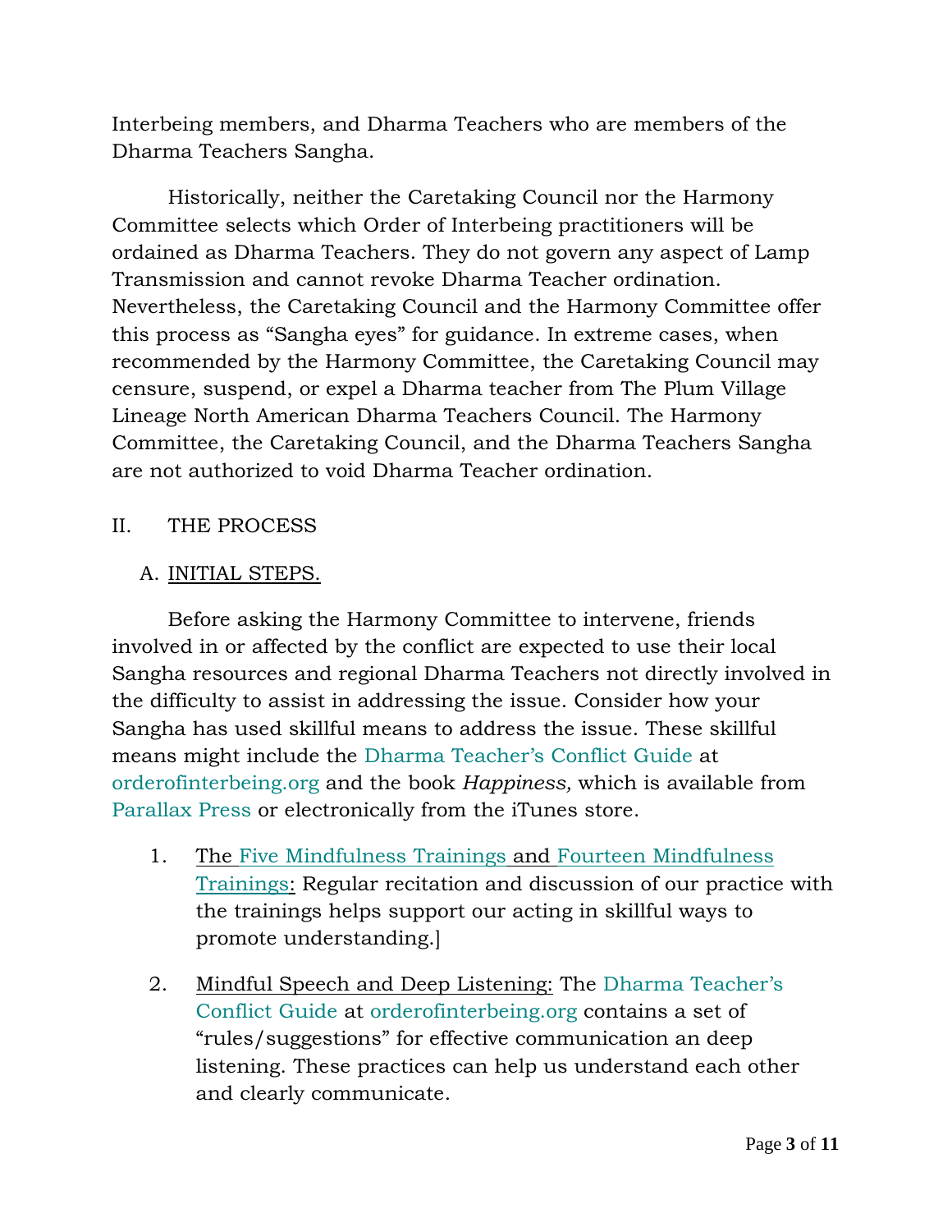Interbeing members, and Dharma Teachers who are members of the Dharma Teachers Sangha.

Historically, neither the Caretaking Council nor the Harmony Committee selects which Order of Interbeing practitioners will be ordained as Dharma Teachers. They do not govern any aspect of Lamp Transmission and cannot revoke Dharma Teacher ordination. Nevertheless, the Caretaking Council and the Harmony Committee offer this process as "Sangha eyes" for guidance. In extreme cases, when recommended by the Harmony Committee, the Caretaking Council may censure, suspend, or expel a Dharma teacher from The Plum Village Lineage North American Dharma Teachers Council. The Harmony Committee, the Caretaking Council, and the Dharma Teachers Sangha are not authorized to void Dharma Teacher ordination.

## II. THE PROCESS

### A. INITIAL STEPS.

Before asking the Harmony Committee to intervene, friends involved in or affected by the conflict are expected to use their local Sangha resources and regional Dharma Teachers not directly involved in the difficulty to assist in addressing the issue. Consider how your Sangha has used skillful means to address the issue. These skillful means might include the Dharma Teacher's Conflict Guide at orderofinterbeing.org and the book *Happiness,* which is available from Parallax Press or electronically from the iTunes store.

1. The Five Mindfulness Trainings and Fourteen Mindfulness Trainings: Regular recitation and discussion of our practice with the trainings helps support our acting in skillful ways to promote understanding.]

2. Mindful Speech and Deep Listening: The Dharma Teacher's Conflict Guide at orderofinterbeing.org contains a set of "rules/suggestions" for effective communication an deep listening. These practices can help us understand each other and clearly communicate.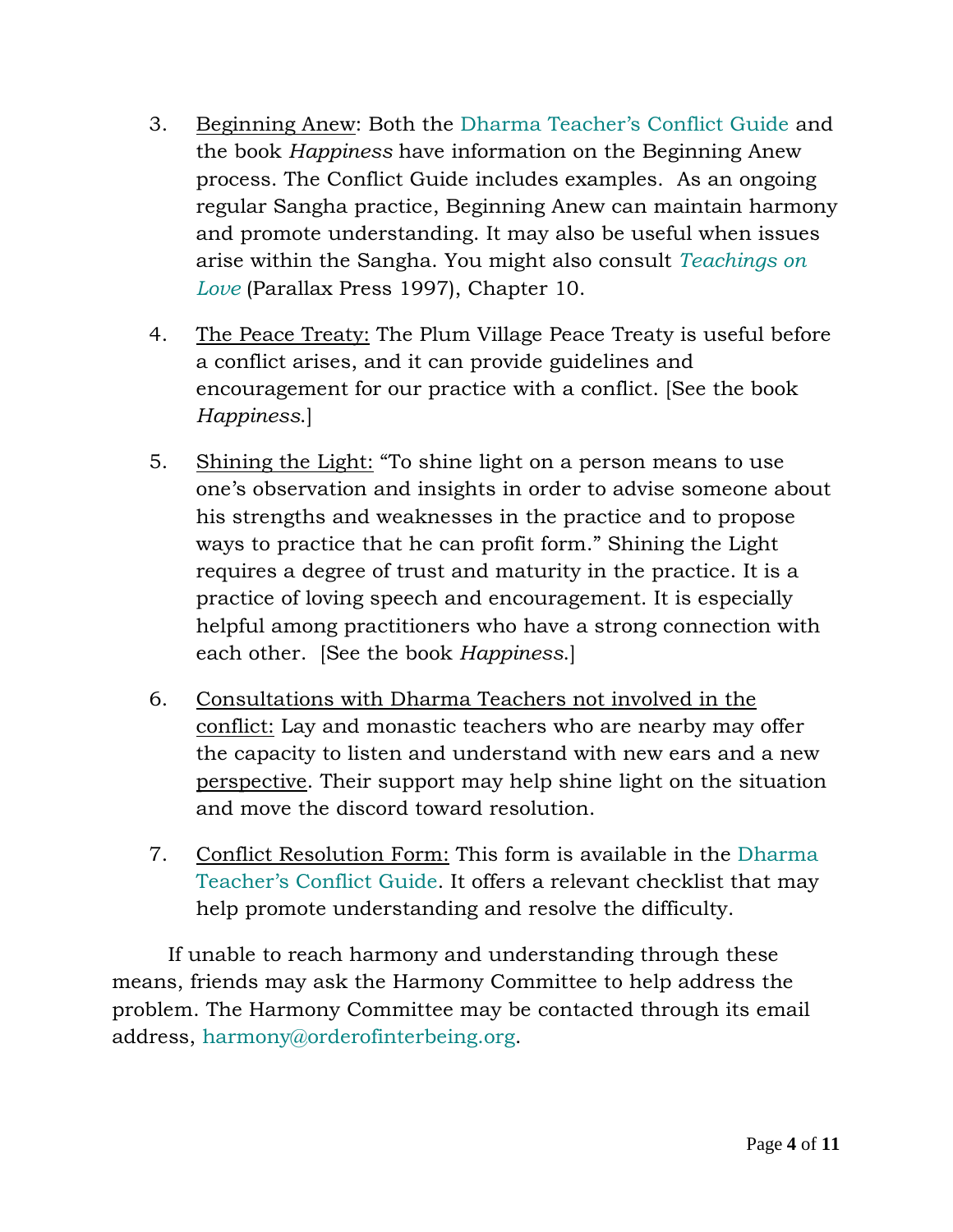3. Beginning Anew: Both the Dharma Teacher's Conflict Guide and the book *Happiness* have information on the Beginning Anew process. The Conflict Guide includes examples. As an ongoing regular Sangha practice, Beginning Anew can maintain harmony and promote understanding. It may also be useful when issues arise within the Sangha. You might also consult *Teachings on Love* (Parallax Press 1997), Chapter 10.

4. The Peace Treaty: The Plum Village Peace Treaty is useful before a conflict arises, and it can provide guidelines and encouragement for our practice with a conflict. [See the book *Happiness*.]

5. Shining the Light: "To shine light on a person means to use one's observation and insights in order to advise someone about his strengths and weaknesses in the practice and to propose ways to practice that he can profit form." Shining the Light requires a degree of trust and maturity in the practice. It is a practice of loving speech and encouragement. It is especially helpful among practitioners who have a strong connection with each other. [See the book *Happiness*.]

6. Consultations with Dharma Teachers not involved in the conflict: Lay and monastic teachers who are nearby may offer the capacity to listen and understand with new ears and a new perspective. Their support may help shine light on the situation and move the discord toward resolution.

7. Conflict Resolution Form: This form is available in the Dharma Teacher's Conflict Guide. It offers a relevant checklist that may help promote understanding and resolve the difficulty.

If unable to reach harmony and understanding through these means, friends may ask the Harmony Committee to help address the problem. The Harmony Committee may be contacted through its email address, harmony@orderofinterbeing.org.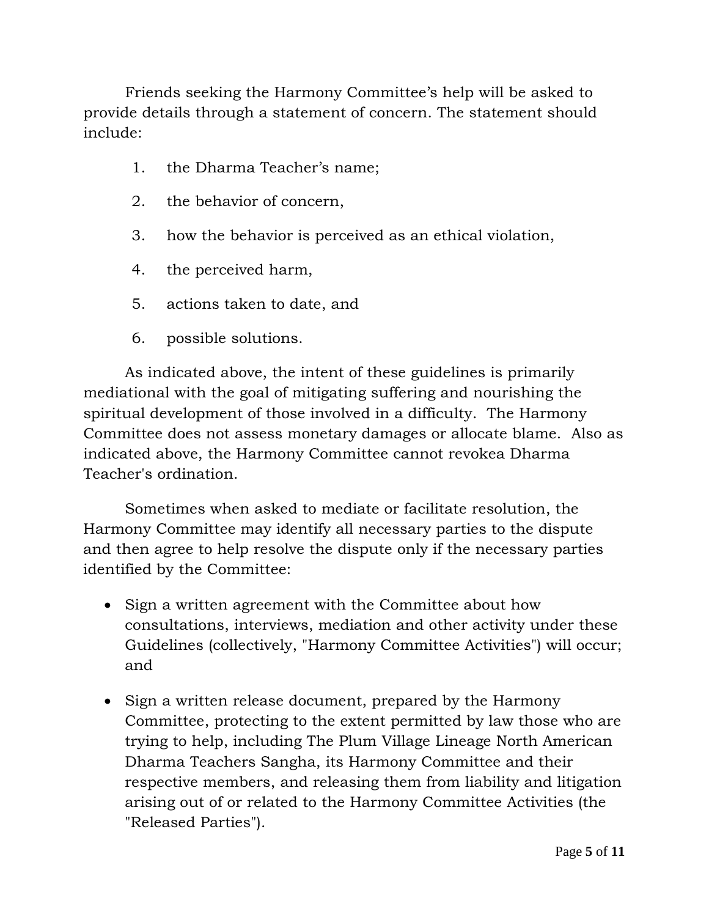Friends seeking the Harmony Committee's help will be asked to provide details through a statement of concern. The statement should include:

1. the Dharma Teacher's name;
2. the behavior of concern,
3. how the behavior is perceived as an ethical violation,
4. the perceived harm,
5. actions taken to date, and
6. possible solutions.

As indicated above, the intent of these guidelines is primarily mediational with the goal of mitigating suffering and nourishing the spiritual development of those involved in a difficulty. The Harmony Committee does not assess monetary damages or allocate blame. Also as indicated above, the Harmony Committee cannot revokea Dharma Teacher's ordination.

Sometimes when asked to mediate or facilitate resolution, the Harmony Committee may identify all necessary parties to the dispute and then agree to help resolve the dispute only if the necessary parties identified by the Committee:

- Sign a written agreement with the Committee about how consultations, interviews, mediation and other activity under these Guidelines (collectively, "Harmony Committee Activities") will occur; and
- Sign a written release document, prepared by the Harmony Committee, protecting to the extent permitted by law those who are trying to help, including The Plum Village Lineage North American Dharma Teachers Sangha, its Harmony Committee and their respective members, and releasing them from liability and litigation arising out of or related to the Harmony Committee Activities (the "Released Parties").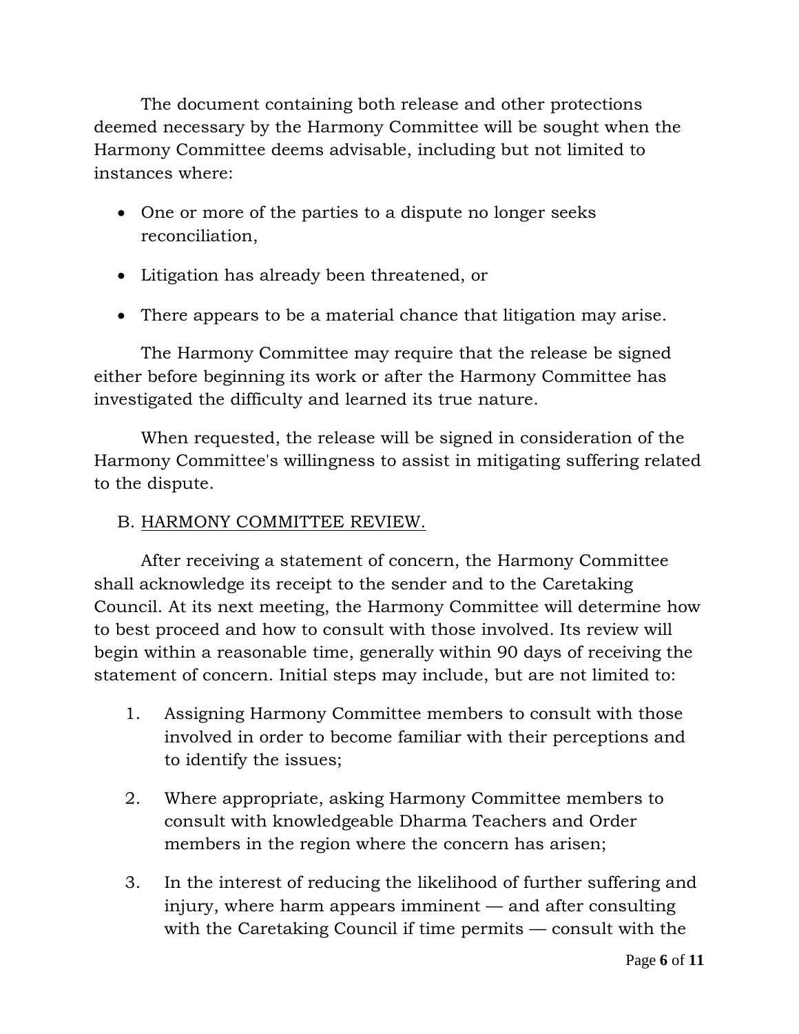The document containing both release and other protections deemed necessary by the Harmony Committee will be sought when the Harmony Committee deems advisable, including but not limited to instances where:

- One or more of the parties to a dispute no longer seeks reconciliation,
- Litigation has already been threatened, or
- There appears to be a material chance that litigation may arise.

The Harmony Committee may require that the release be signed either before beginning its work or after the Harmony Committee has investigated the difficulty and learned its true nature.

When requested, the release will be signed in consideration of the Harmony Committee's willingness to assist in mitigating suffering related to the dispute.

B. <u>HARMONY COMMITTEE REVIEW.</u>

After receiving a statement of concern, the Harmony Committee shall acknowledge its receipt to the sender and to the Caretaking Council. At its next meeting, the Harmony Committee will determine how to best proceed and how to consult with those involved. Its review will begin within a reasonable time, generally within 90 days of receiving the statement of concern. Initial steps may include, but are not limited to:

1. Assigning Harmony Committee members to consult with those involved in order to become familiar with their perceptions and to identify the issues;
2. Where appropriate, asking Harmony Committee members to consult with knowledgeable Dharma Teachers and Order members in the region where the concern has arisen;
3. In the interest of reducing the likelihood of further suffering and injury, where harm appears imminent — and after consulting with the Caretaking Council if time permits — consult with the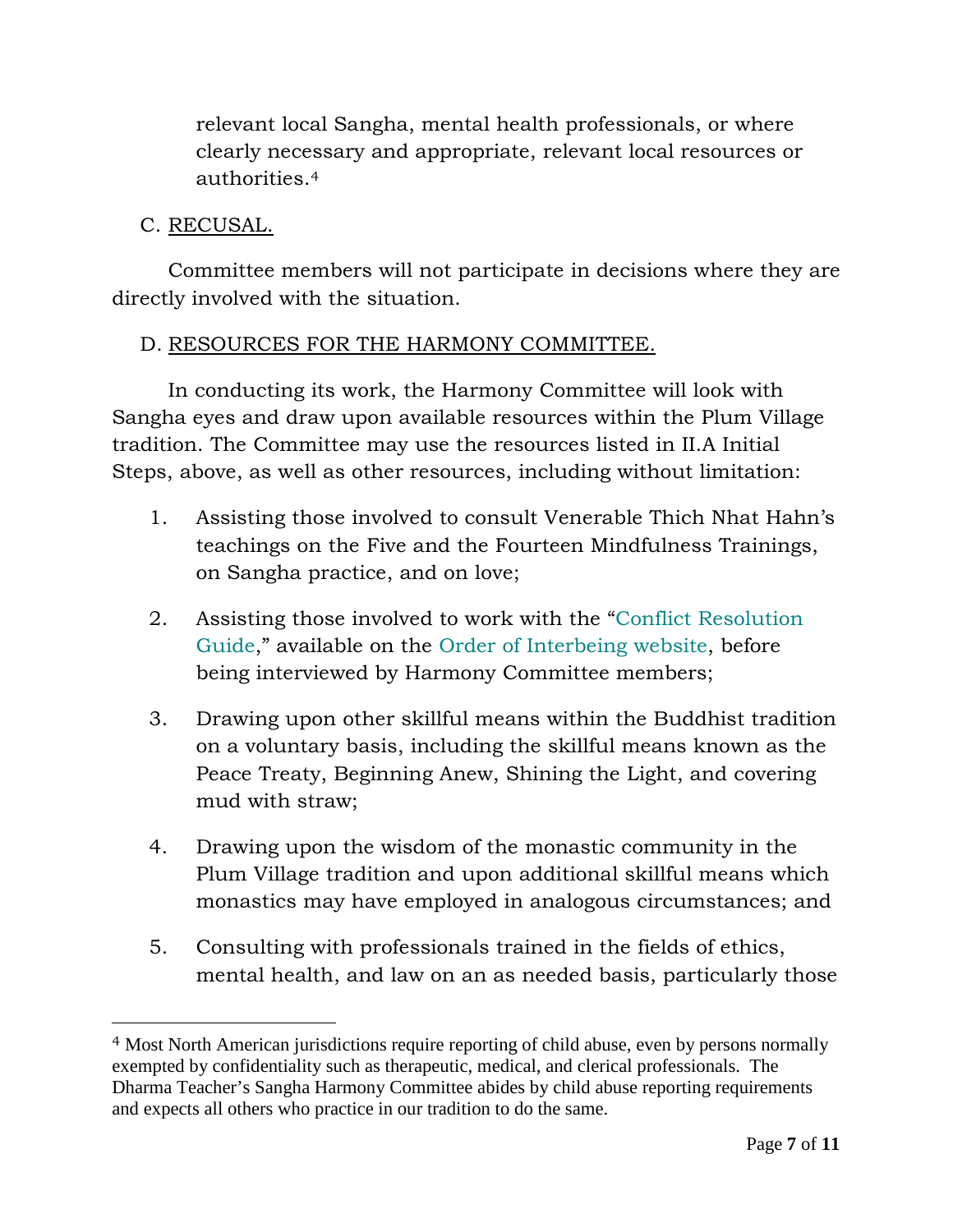relevant local Sangha, mental health professionals, or where clearly necessary and appropriate, relevant local resources or authorities.[4]

C. RECUSAL.

Committee members will not participate in decisions where they are directly involved with the situation.

D. RESOURCES FOR THE HARMONY COMMITTEE.

In conducting its work, the Harmony Committee will look with Sangha eyes and draw upon available resources within the Plum Village tradition. The Committee may use the resources listed in II.A Initial Steps, above, as well as other resources, including without limitation:

1. Assisting those involved to consult Venerable Thich Nhat Hahn's teachings on the Five and the Fourteen Mindfulness Trainings, on Sangha practice, and on love;

2. Assisting those involved to work with the "Conflict Resolution Guide," available on the Order of Interbeing website, before being interviewed by Harmony Committee members;

3. Drawing upon other skillful means within the Buddhist tradition on a voluntary basis, including the skillful means known as the Peace Treaty, Beginning Anew, Shining the Light, and covering mud with straw;

4. Drawing upon the wisdom of the monastic community in the Plum Village tradition and upon additional skillful means which monastics may have employed in analogous circumstances; and

5. Consulting with professionals trained in the fields of ethics, mental health, and law on an as needed basis, particularly those

---

[4] Most North American jurisdictions require reporting of child abuse, even by persons normally exempted by confidentiality such as therapeutic, medical, and clerical professionals. The Dharma Teacher's Sangha Harmony Committee abides by child abuse reporting requirements and expects all others who practice in our tradition to do the same.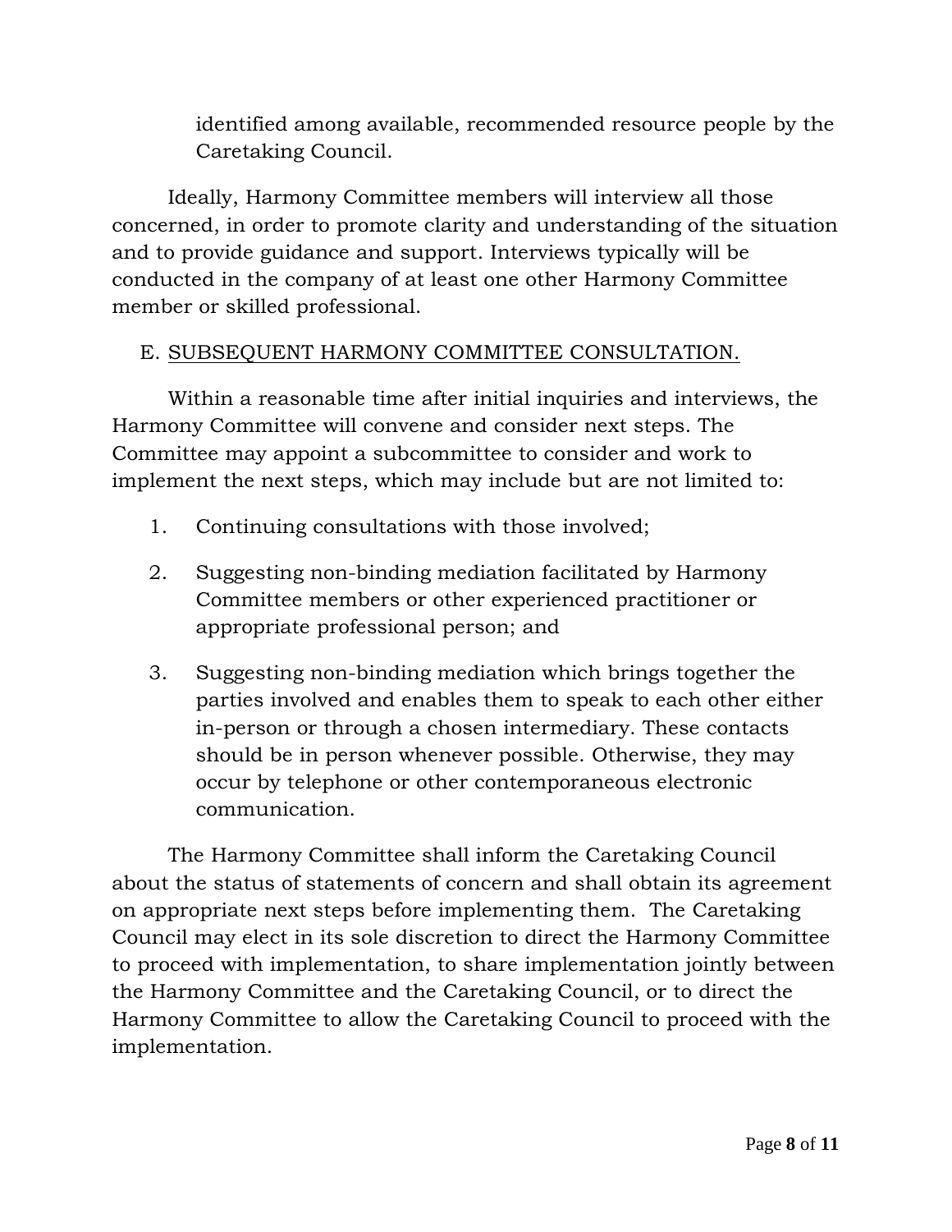identified among available, recommended resource people by the Caretaking Council.

Ideally, Harmony Committee members will interview all those concerned, in order to promote clarity and understanding of the situation and to provide guidance and support. Interviews typically will be conducted in the company of at least one other Harmony Committee member or skilled professional.

E. <u>SUBSEQUENT HARMONY COMMITTEE CONSULTATION.</u>

Within a reasonable time after initial inquiries and interviews, the Harmony Committee will convene and consider next steps. The Committee may appoint a subcommittee to consider and work to implement the next steps, which may include but are not limited to:

1. Continuing consultations with those involved;

2. Suggesting non-binding mediation facilitated by Harmony Committee members or other experienced practitioner or appropriate professional person; and

3. Suggesting non-binding mediation which brings together the parties involved and enables them to speak to each other either in-person or through a chosen intermediary. These contacts should be in person whenever possible. Otherwise, they may occur by telephone or other contemporaneous electronic communication.

The Harmony Committee shall inform the Caretaking Council about the status of statements of concern and shall obtain its agreement on appropriate next steps before implementing them. The Caretaking Council may elect in its sole discretion to direct the Harmony Committee to proceed with implementation, to share implementation jointly between the Harmony Committee and the Caretaking Council, or to direct the Harmony Committee to allow the Caretaking Council to proceed with the implementation.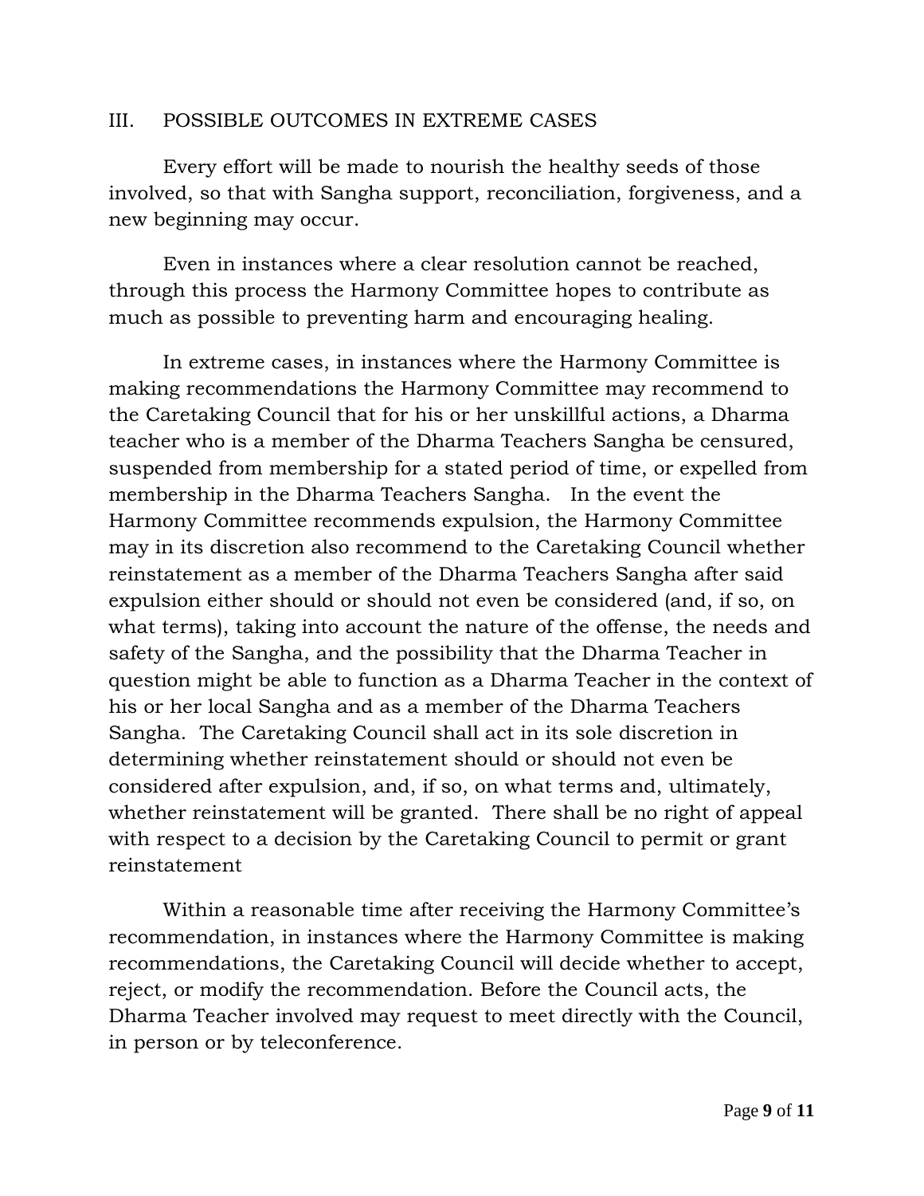## III. POSSIBLE OUTCOMES IN EXTREME CASES

Every effort will be made to nourish the healthy seeds of those involved, so that with Sangha support, reconciliation, forgiveness, and a new beginning may occur.

Even in instances where a clear resolution cannot be reached, through this process the Harmony Committee hopes to contribute as much as possible to preventing harm and encouraging healing.

In extreme cases, in instances where the Harmony Committee is making recommendations the Harmony Committee may recommend to the Caretaking Council that for his or her unskillful actions, a Dharma teacher who is a member of the Dharma Teachers Sangha be censured, suspended from membership for a stated period of time, or expelled from membership in the Dharma Teachers Sangha. In the event the Harmony Committee recommends expulsion, the Harmony Committee may in its discretion also recommend to the Caretaking Council whether reinstatement as a member of the Dharma Teachers Sangha after said expulsion either should or should not even be considered (and, if so, on what terms), taking into account the nature of the offense, the needs and safety of the Sangha, and the possibility that the Dharma Teacher in question might be able to function as a Dharma Teacher in the context of his or her local Sangha and as a member of the Dharma Teachers Sangha. The Caretaking Council shall act in its sole discretion in determining whether reinstatement should or should not even be considered after expulsion, and, if so, on what terms and, ultimately, whether reinstatement will be granted. There shall be no right of appeal with respect to a decision by the Caretaking Council to permit or grant reinstatement

Within a reasonable time after receiving the Harmony Committee's recommendation, in instances where the Harmony Committee is making recommendations, the Caretaking Council will decide whether to accept, reject, or modify the recommendation. Before the Council acts, the Dharma Teacher involved may request to meet directly with the Council, in person or by teleconference.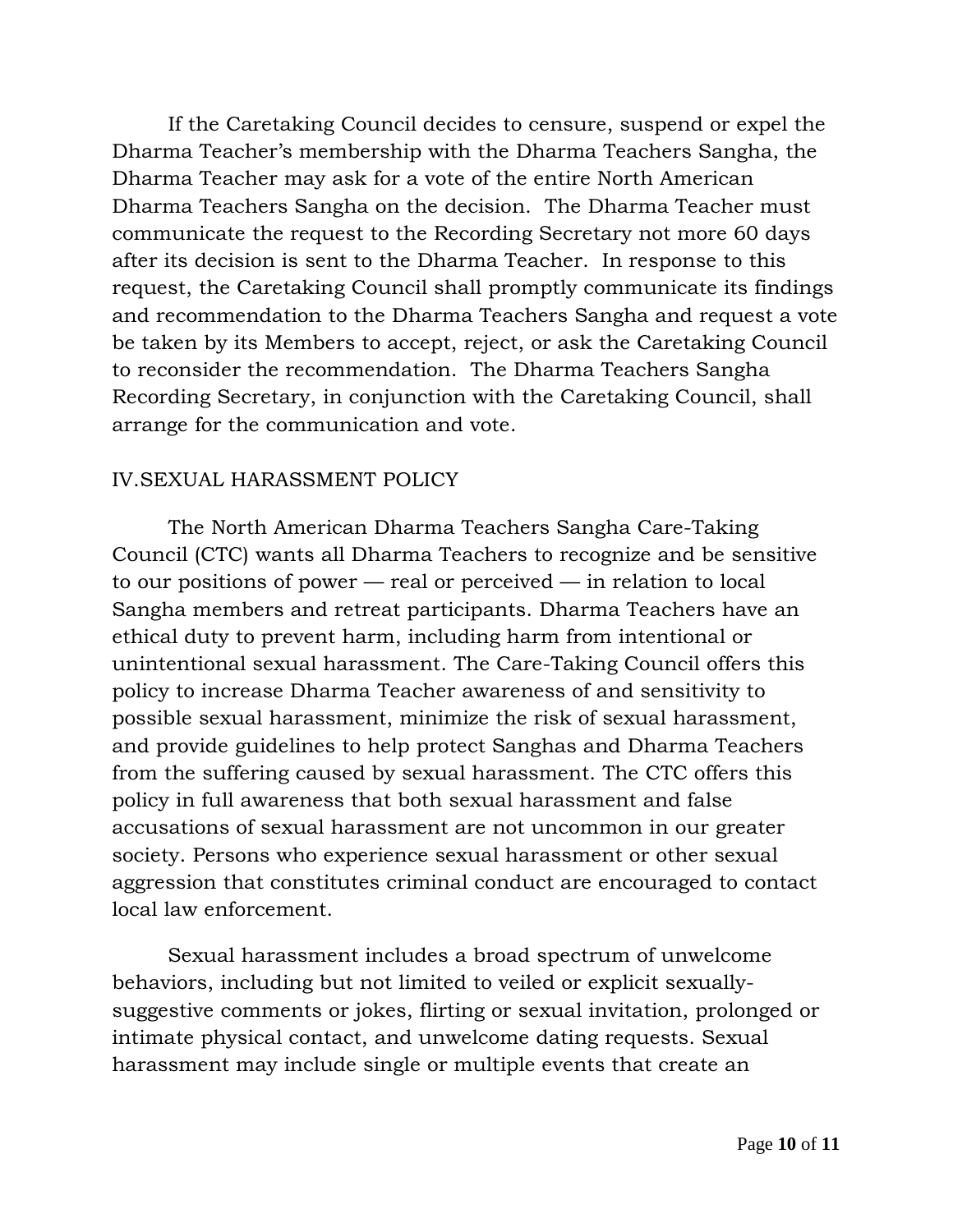If the Caretaking Council decides to censure, suspend or expel the Dharma Teacher's membership with the Dharma Teachers Sangha, the Dharma Teacher may ask for a vote of the entire North American Dharma Teachers Sangha on the decision. The Dharma Teacher must communicate the request to the Recording Secretary not more 60 days after its decision is sent to the Dharma Teacher. In response to this request, the Caretaking Council shall promptly communicate its findings and recommendation to the Dharma Teachers Sangha and request a vote be taken by its Members to accept, reject, or ask the Caretaking Council to reconsider the recommendation. The Dharma Teachers Sangha Recording Secretary, in conjunction with the Caretaking Council, shall arrange for the communication and vote.

## IV.SEXUAL HARASSMENT POLICY

The North American Dharma Teachers Sangha Care-Taking Council (CTC) wants all Dharma Teachers to recognize and be sensitive to our positions of power — real or perceived — in relation to local Sangha members and retreat participants. Dharma Teachers have an ethical duty to prevent harm, including harm from intentional or unintentional sexual harassment. The Care-Taking Council offers this policy to increase Dharma Teacher awareness of and sensitivity to possible sexual harassment, minimize the risk of sexual harassment, and provide guidelines to help protect Sanghas and Dharma Teachers from the suffering caused by sexual harassment. The CTC offers this policy in full awareness that both sexual harassment and false accusations of sexual harassment are not uncommon in our greater society. Persons who experience sexual harassment or other sexual aggression that constitutes criminal conduct are encouraged to contact local law enforcement.

Sexual harassment includes a broad spectrum of unwelcome behaviors, including but not limited to veiled or explicit sexually-suggestive comments or jokes, flirting or sexual invitation, prolonged or intimate physical contact, and unwelcome dating requests. Sexual harassment may include single or multiple events that create an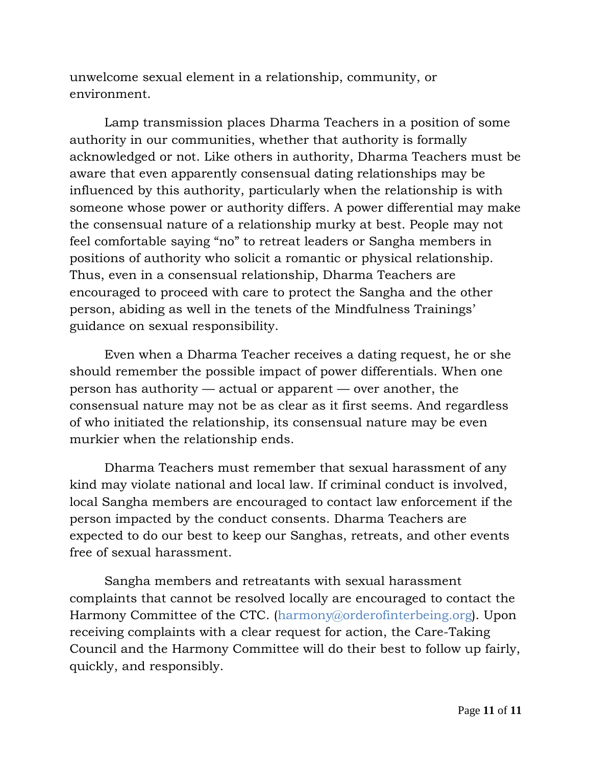unwelcome sexual element in a relationship, community, or environment.

Lamp transmission places Dharma Teachers in a position of some authority in our communities, whether that authority is formally acknowledged or not. Like others in authority, Dharma Teachers must be aware that even apparently consensual dating relationships may be influenced by this authority, particularly when the relationship is with someone whose power or authority differs. A power differential may make the consensual nature of a relationship murky at best. People may not feel comfortable saying "no" to retreat leaders or Sangha members in positions of authority who solicit a romantic or physical relationship. Thus, even in a consensual relationship, Dharma Teachers are encouraged to proceed with care to protect the Sangha and the other person, abiding as well in the tenets of the Mindfulness Trainings' guidance on sexual responsibility.

Even when a Dharma Teacher receives a dating request, he or she should remember the possible impact of power differentials. When one person has authority — actual or apparent — over another, the consensual nature may not be as clear as it first seems. And regardless of who initiated the relationship, its consensual nature may be even murkier when the relationship ends.

Dharma Teachers must remember that sexual harassment of any kind may violate national and local law. If criminal conduct is involved, local Sangha members are encouraged to contact law enforcement if the person impacted by the conduct consents. Dharma Teachers are expected to do our best to keep our Sanghas, retreats, and other events free of sexual harassment.

Sangha members and retreatants with sexual harassment complaints that cannot be resolved locally are encouraged to contact the Harmony Committee of the CTC. (harmony@orderofinterbeing.org). Upon receiving complaints with a clear request for action, the Care-Taking Council and the Harmony Committee will do their best to follow up fairly, quickly, and responsibly.